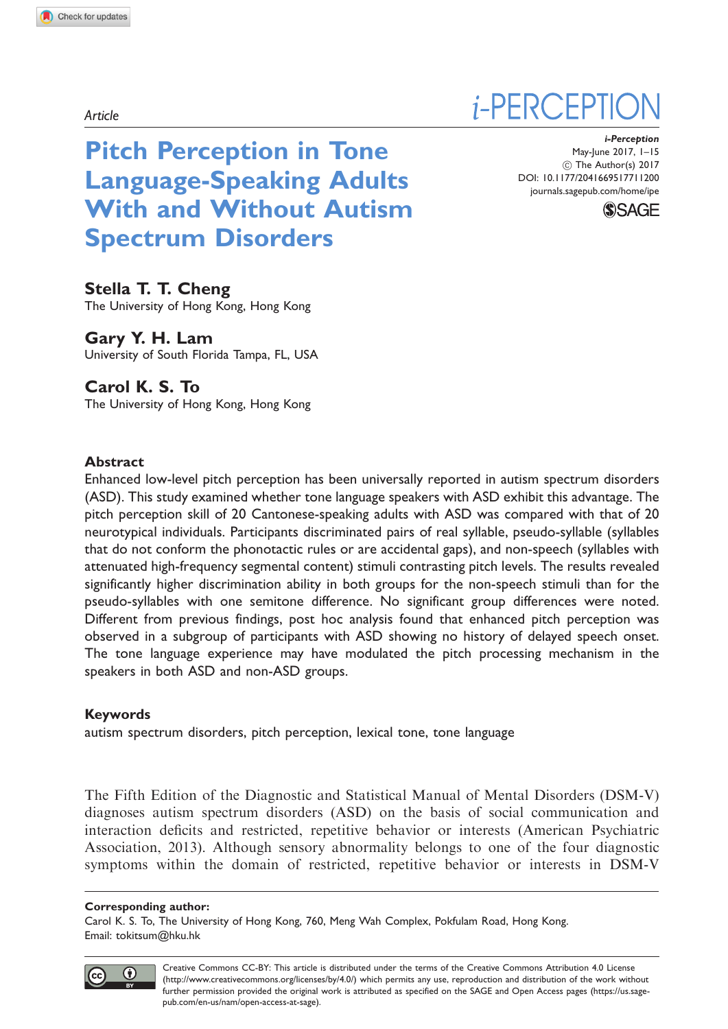Article

# Pitch Perception in Tone Language-Speaking Adults With and Without Autism Spectrum Disorders

**Stella T. T. Cheng**
The University of Hong Kong, Hong Kong

**Gary Y. H. Lam**
University of South Florida Tampa, FL, USA

**Carol K. S. To**
The University of Hong Kong, Hong Kong

## Abstract

Enhanced low-level pitch perception has been universally reported in autism spectrum disorders (ASD). This study examined whether tone language speakers with ASD exhibit this advantage. The pitch perception skill of 20 Cantonese-speaking adults with ASD was compared with that of 20 neurotypical individuals. Participants discriminated pairs of real syllable, pseudo-syllable (syllables that do not conform the phonotactic rules or are accidental gaps), and non-speech (syllables with attenuated high-frequency segmental content) stimuli contrasting pitch levels. The results revealed significantly higher discrimination ability in both groups for the non-speech stimuli than for the pseudo-syllables with one semitone difference. No significant group differences were noted. Different from previous findings, post hoc analysis found that enhanced pitch perception was observed in a subgroup of participants with ASD showing no history of delayed speech onset. The tone language experience may have modulated the pitch processing mechanism in the speakers in both ASD and non-ASD groups.

## Keywords

autism spectrum disorders, pitch perception, lexical tone, tone language

The Fifth Edition of the Diagnostic and Statistical Manual of Mental Disorders (DSM-V) diagnoses autism spectrum disorders (ASD) on the basis of social communication and interaction deficits and restricted, repetitive behavior or interests (American Psychiatric Association, 2013). Although sensory abnormality belongs to one of the four diagnostic symptoms within the domain of restricted, repetitive behavior or interests in DSM-V

**Corresponding author:**
Carol K. S. To, The University of Hong Kong, 760, Meng Wah Complex, Pokfulam Road, Hong Kong.
Email: tokitsum@hku.hk

Creative Commons CC-BY: This article is distributed under the terms of the Creative Commons Attribution 4.0 License (http://www.creativecommons.org/licenses/by/4.0/) which permits any use, reproduction and distribution of the work without further permission provided the original work is attributed as specified on the SAGE and Open Access pages (https://us.sagepub.com/en-us/nam/open-access-at-sage).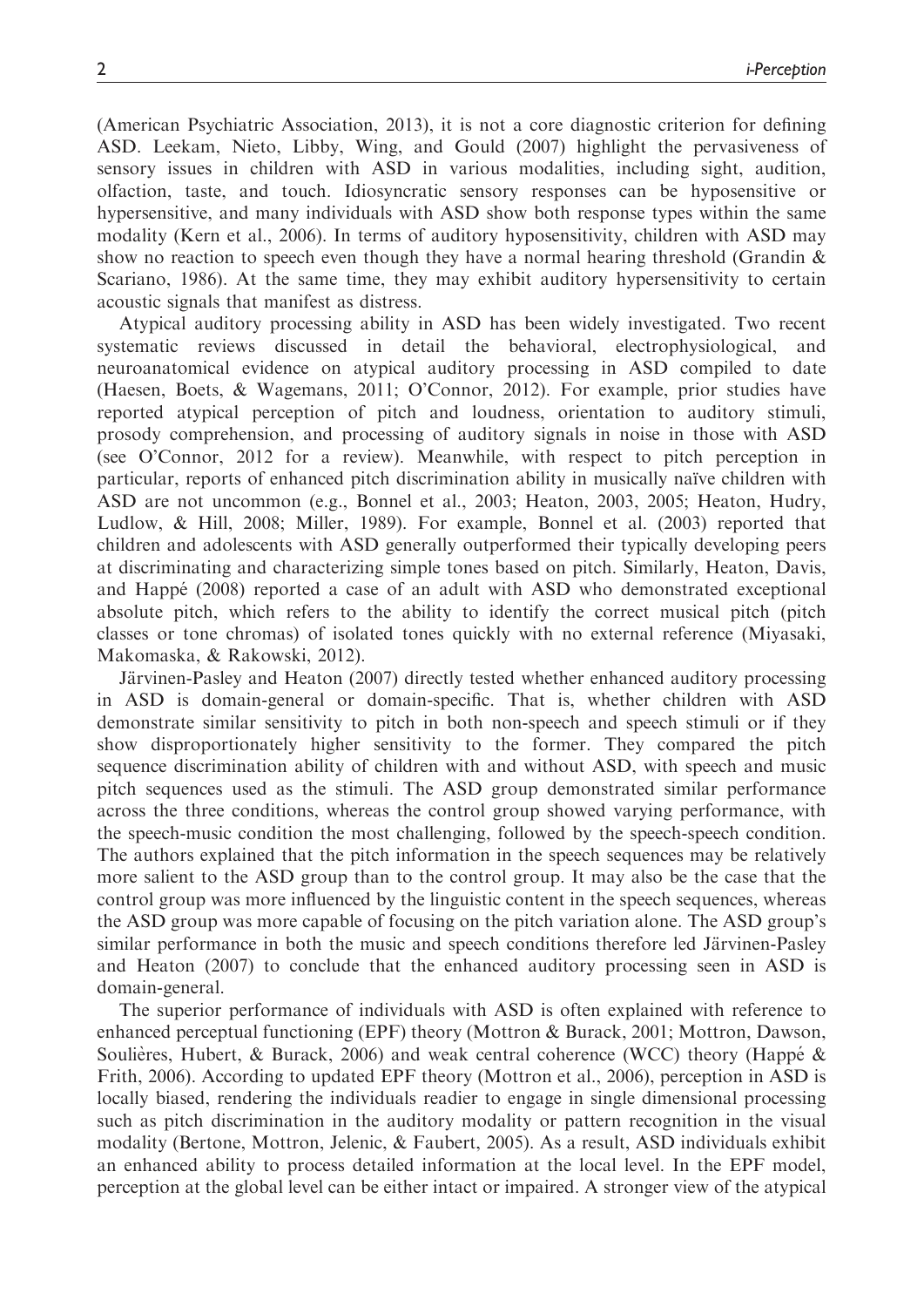(American Psychiatric Association, 2013), it is not a core diagnostic criterion for defining ASD. Leekam, Nieto, Libby, Wing, and Gould (2007) highlight the pervasiveness of sensory issues in children with ASD in various modalities, including sight, audition, olfaction, taste, and touch. Idiosyncratic sensory responses can be hyposensitive or hypersensitive, and many individuals with ASD show both response types within the same modality (Kern et al., 2006). In terms of auditory hyposensitivity, children with ASD may show no reaction to speech even though they have a normal hearing threshold (Grandin & Scariano, 1986). At the same time, they may exhibit auditory hypersensitivity to certain acoustic signals that manifest as distress.

Atypical auditory processing ability in ASD has been widely investigated. Two recent systematic reviews discussed in detail the behavioral, electrophysiological, and neuroanatomical evidence on atypical auditory processing in ASD compiled to date (Haesen, Boets, & Wagemans, 2011; O'Connor, 2012). For example, prior studies have reported atypical perception of pitch and loudness, orientation to auditory stimuli, prosody comprehension, and processing of auditory signals in noise in those with ASD (see O'Connor, 2012 for a review). Meanwhile, with respect to pitch perception in particular, reports of enhanced pitch discrimination ability in musically naïve children with ASD are not uncommon (e.g., Bonnel et al., 2003; Heaton, 2003, 2005; Heaton, Hudry, Ludlow, & Hill, 2008; Miller, 1989). For example, Bonnel et al. (2003) reported that children and adolescents with ASD generally outperformed their typically developing peers at discriminating and characterizing simple tones based on pitch. Similarly, Heaton, Davis, and Happé (2008) reported a case of an adult with ASD who demonstrated exceptional absolute pitch, which refers to the ability to identify the correct musical pitch (pitch classes or tone chromas) of isolated tones quickly with no external reference (Miyasaki, Makomaska, & Rakowski, 2012).

Järvinen-Pasley and Heaton (2007) directly tested whether enhanced auditory processing in ASD is domain-general or domain-specific. That is, whether children with ASD demonstrate similar sensitivity to pitch in both non-speech and speech stimuli or if they show disproportionately higher sensitivity to the former. They compared the pitch sequence discrimination ability of children with and without ASD, with speech and music pitch sequences used as the stimuli. The ASD group demonstrated similar performance across the three conditions, whereas the control group showed varying performance, with the speech-music condition the most challenging, followed by the speech-speech condition. The authors explained that the pitch information in the speech sequences may be relatively more salient to the ASD group than to the control group. It may also be the case that the control group was more influenced by the linguistic content in the speech sequences, whereas the ASD group was more capable of focusing on the pitch variation alone. The ASD group's similar performance in both the music and speech conditions therefore led Järvinen-Pasley and Heaton (2007) to conclude that the enhanced auditory processing seen in ASD is domain-general.

The superior performance of individuals with ASD is often explained with reference to enhanced perceptual functioning (EPF) theory (Mottron & Burack, 2001; Mottron, Dawson, Soulières, Hubert, & Burack, 2006) and weak central coherence (WCC) theory (Happé & Frith, 2006). According to updated EPF theory (Mottron et al., 2006), perception in ASD is locally biased, rendering the individuals readier to engage in single dimensional processing such as pitch discrimination in the auditory modality or pattern recognition in the visual modality (Bertone, Mottron, Jelenic, & Faubert, 2005). As a result, ASD individuals exhibit an enhanced ability to process detailed information at the local level. In the EPF model, perception at the global level can be either intact or impaired. A stronger view of the atypical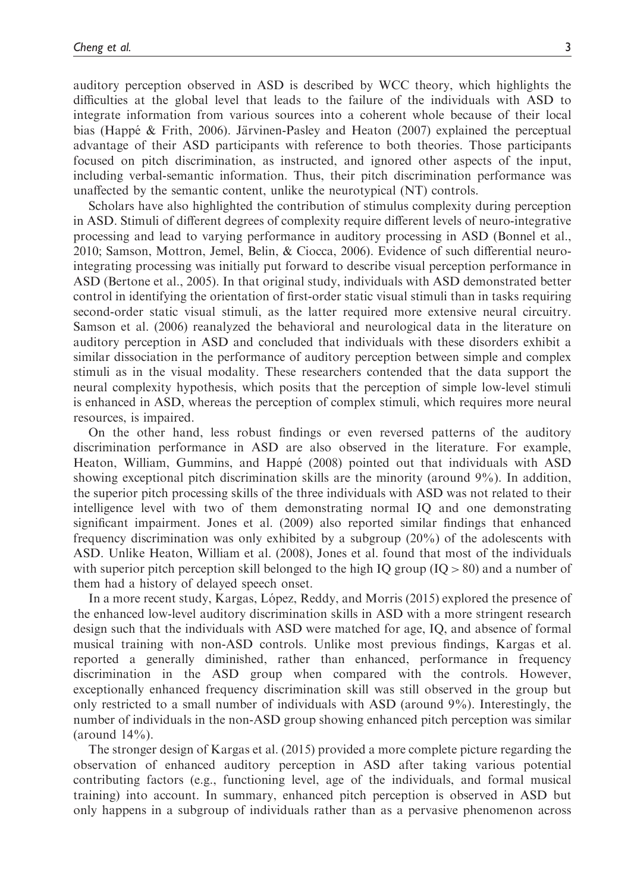auditory perception observed in ASD is described by WCC theory, which highlights the difficulties at the global level that leads to the failure of the individuals with ASD to integrate information from various sources into a coherent whole because of their local bias (Happé & Frith, 2006). Järvinen-Pasley and Heaton (2007) explained the perceptual advantage of their ASD participants with reference to both theories. Those participants focused on pitch discrimination, as instructed, and ignored other aspects of the input, including verbal-semantic information. Thus, their pitch discrimination performance was unaffected by the semantic content, unlike the neurotypical (NT) controls.

Scholars have also highlighted the contribution of stimulus complexity during perception in ASD. Stimuli of different degrees of complexity require different levels of neuro-integrative processing and lead to varying performance in auditory processing in ASD (Bonnel et al., 2010; Samson, Mottron, Jemel, Belin, & Ciocca, 2006). Evidence of such differential neuro-integrating processing was initially put forward to describe visual perception performance in ASD (Bertone et al., 2005). In that original study, individuals with ASD demonstrated better control in identifying the orientation of first-order static visual stimuli than in tasks requiring second-order static visual stimuli, as the latter required more extensive neural circuitry. Samson et al. (2006) reanalyzed the behavioral and neurological data in the literature on auditory perception in ASD and concluded that individuals with these disorders exhibit a similar dissociation in the performance of auditory perception between simple and complex stimuli as in the visual modality. These researchers contended that the data support the neural complexity hypothesis, which posits that the perception of simple low-level stimuli is enhanced in ASD, whereas the perception of complex stimuli, which requires more neural resources, is impaired.

On the other hand, less robust findings or even reversed patterns of the auditory discrimination performance in ASD are also observed in the literature. For example, Heaton, William, Gummins, and Happé (2008) pointed out that individuals with ASD showing exceptional pitch discrimination skills are the minority (around 9%). In addition, the superior pitch processing skills of the three individuals with ASD was not related to their intelligence level with two of them demonstrating normal IQ and one demonstrating significant impairment. Jones et al. (2009) also reported similar findings that enhanced frequency discrimination was only exhibited by a subgroup (20%) of the adolescents with ASD. Unlike Heaton, William et al. (2008), Jones et al. found that most of the individuals with superior pitch perception skill belonged to the high IQ group (IQ > 80) and a number of them had a history of delayed speech onset.

In a more recent study, Kargas, López, Reddy, and Morris (2015) explored the presence of the enhanced low-level auditory discrimination skills in ASD with a more stringent research design such that the individuals with ASD were matched for age, IQ, and absence of formal musical training with non-ASD controls. Unlike most previous findings, Kargas et al. reported a generally diminished, rather than enhanced, performance in frequency discrimination in the ASD group when compared with the controls. However, exceptionally enhanced frequency discrimination skill was still observed in the group but only restricted to a small number of individuals with ASD (around 9%). Interestingly, the number of individuals in the non-ASD group showing enhanced pitch perception was similar (around 14%).

The stronger design of Kargas et al. (2015) provided a more complete picture regarding the observation of enhanced auditory perception in ASD after taking various potential contributing factors (e.g., functioning level, age of the individuals, and formal musical training) into account. In summary, enhanced pitch perception is observed in ASD but only happens in a subgroup of individuals rather than as a pervasive phenomenon across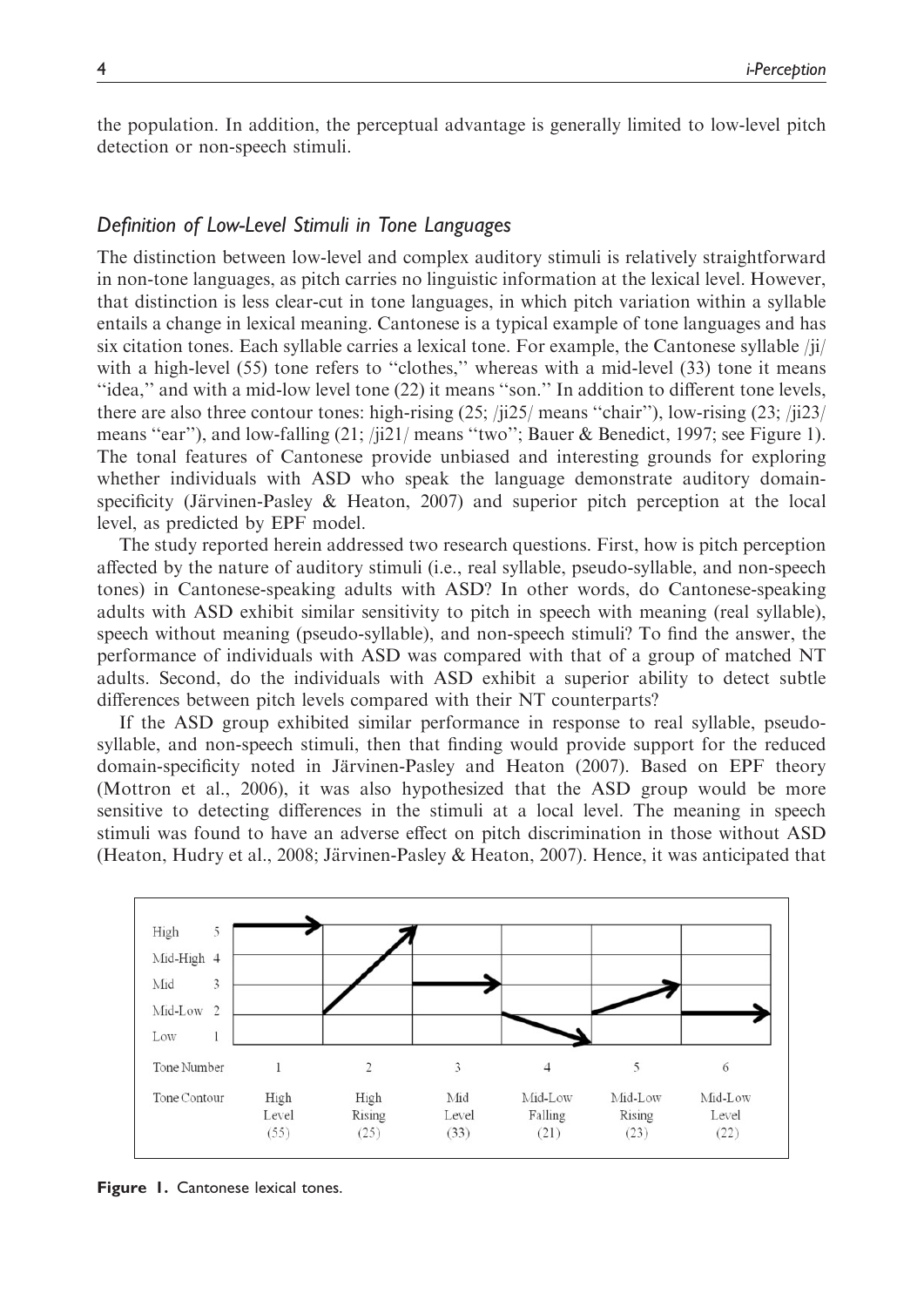the population. In addition, the perceptual advantage is generally limited to low-level pitch detection or non-speech stimuli.

### *Definition of Low-Level Stimuli in Tone Languages*

The distinction between low-level and complex auditory stimuli is relatively straightforward in non-tone languages, as pitch carries no linguistic information at the lexical level. However, that distinction is less clear-cut in tone languages, in which pitch variation within a syllable entails a change in lexical meaning. Cantonese is a typical example of tone languages and has six citation tones. Each syllable carries a lexical tone. For example, the Cantonese syllable /ji/ with a high-level (55) tone refers to "clothes," whereas with a mid-level (33) tone it means "idea," and with a mid-low level tone (22) it means "son." In addition to different tone levels, there are also three contour tones: high-rising (25; /ji25/ means "chair"), low-rising (23; /ji23/ means "ear"), and low-falling (21; /ji21/ means "two"; Bauer & Benedict, 1997; see Figure 1). The tonal features of Cantonese provide unbiased and interesting grounds for exploring whether individuals with ASD who speak the language demonstrate auditory domain-specificity (Järvinen-Pasley & Heaton, 2007) and superior pitch perception at the local level, as predicted by EPF model.

The study reported herein addressed two research questions. First, how is pitch perception affected by the nature of auditory stimuli (i.e., real syllable, pseudo-syllable, and non-speech tones) in Cantonese-speaking adults with ASD? In other words, do Cantonese-speaking adults with ASD exhibit similar sensitivity to pitch in speech with meaning (real syllable), speech without meaning (pseudo-syllable), and non-speech stimuli? To find the answer, the performance of individuals with ASD was compared with that of a group of matched NT adults. Second, do the individuals with ASD exhibit a superior ability to detect subtle differences between pitch levels compared with their NT counterparts?

If the ASD group exhibited similar performance in response to real syllable, pseudo-syllable, and non-speech stimuli, then that finding would provide support for the reduced domain-specificity noted in Järvinen-Pasley and Heaton (2007). Based on EPF theory (Mottron et al., 2006), it was also hypothesized that the ASD group would be more sensitive to detecting differences in the stimuli at a local level. The meaning in speech stimuli was found to have an adverse effect on pitch discrimination in those without ASD (Heaton, Hudry et al., 2008; Järvinen-Pasley & Heaton, 2007). Hence, it was anticipated that

**Figure 1.** Cantonese lexical tones.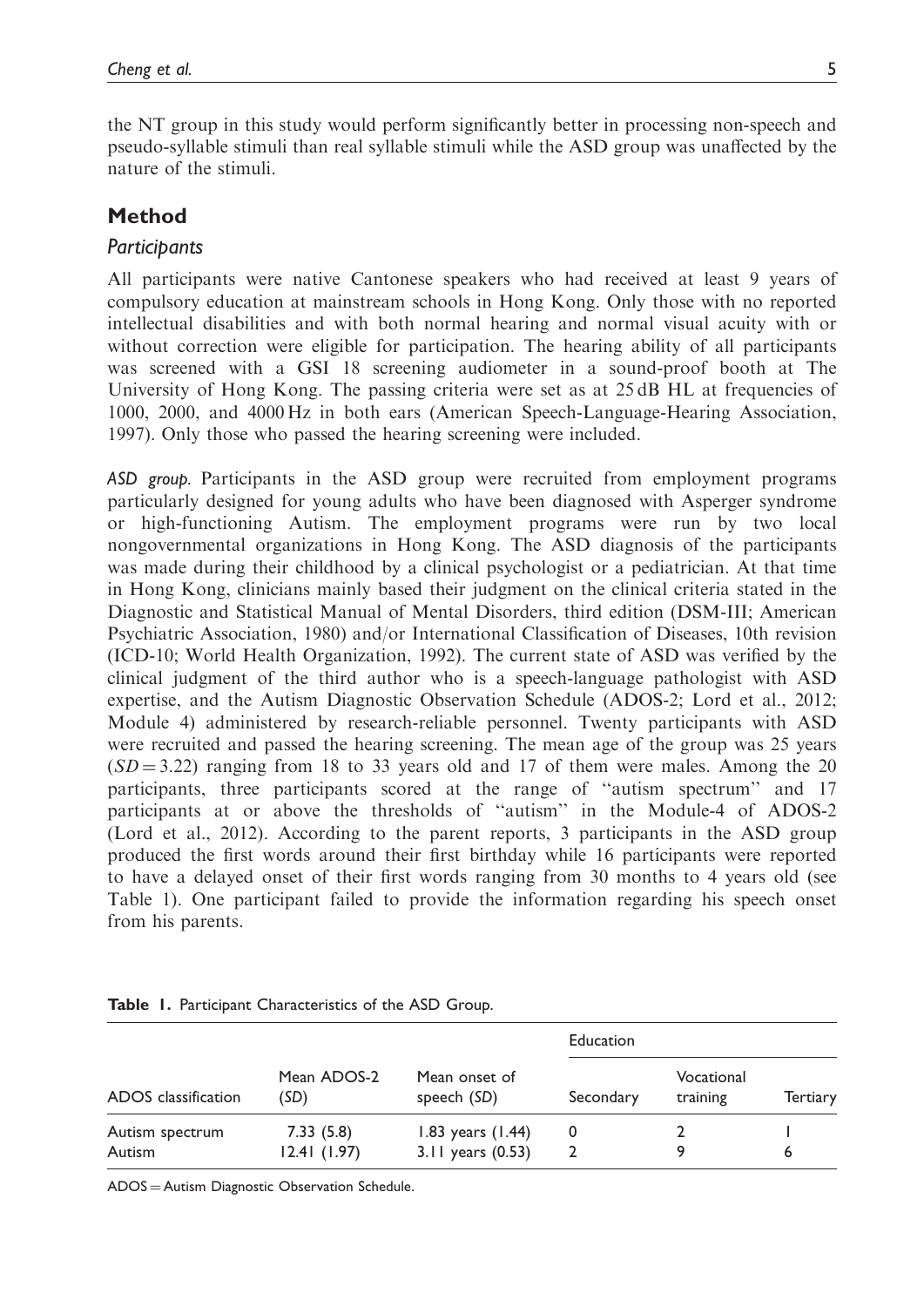the NT group in this study would perform significantly better in processing non-speech and pseudo-syllable stimuli than real syllable stimuli while the ASD group was unaffected by the nature of the stimuli.

## Method

### *Participants*

All participants were native Cantonese speakers who had received at least 9 years of compulsory education at mainstream schools in Hong Kong. Only those with no reported intellectual disabilities and with both normal hearing and normal visual acuity with or without correction were eligible for participation. The hearing ability of all participants was screened with a GSI 18 screening audiometer in a sound-proof booth at The University of Hong Kong. The passing criteria were set as at 25 dB HL at frequencies of 1000, 2000, and 4000 Hz in both ears (American Speech-Language-Hearing Association, 1997). Only those who passed the hearing screening were included.

*ASD group.* Participants in the ASD group were recruited from employment programs particularly designed for young adults who have been diagnosed with Asperger syndrome or high-functioning Autism. The employment programs were run by two local nongovernmental organizations in Hong Kong. The ASD diagnosis of the participants was made during their childhood by a clinical psychologist or a pediatrician. At that time in Hong Kong, clinicians mainly based their judgment on the clinical criteria stated in the Diagnostic and Statistical Manual of Mental Disorders, third edition (DSM-III; American Psychiatric Association, 1980) and/or International Classification of Diseases, 10th revision (ICD-10; World Health Organization, 1992). The current state of ASD was verified by the clinical judgment of the third author who is a speech-language pathologist with ASD expertise, and the Autism Diagnostic Observation Schedule (ADOS-2; Lord et al., 2012; Module 4) administered by research-reliable personnel. Twenty participants with ASD were recruited and passed the hearing screening. The mean age of the group was 25 years ($SD = 3.22$) ranging from 18 to 33 years old and 17 of them were males. Among the 20 participants, three participants scored at the range of "autism spectrum" and 17 participants at or above the thresholds of "autism" in the Module-4 of ADOS-2 (Lord et al., 2012). According to the parent reports, 3 participants in the ASD group produced the first words around their first birthday while 16 participants were reported to have a delayed onset of their first words ranging from 30 months to 4 years old (see Table 1). One participant failed to provide the information regarding his speech onset from his parents.

**Table 1.** Participant Characteristics of the ASD Group.

| ADOS classification | Mean ADOS-2 (*SD*) | Mean onset of speech (*SD*) | Education | | |
|---|---|---|---|---|---|
| | | | Secondary | Vocational training | Tertiary |
| Autism spectrum | 7.33 (5.8) | 1.83 years (1.44) | 0 | 2 | 1 |
| Autism | 12.41 (1.97) | 3.11 years (0.53) | 2 | 9 | 6 |

ADOS = Autism Diagnostic Observation Schedule.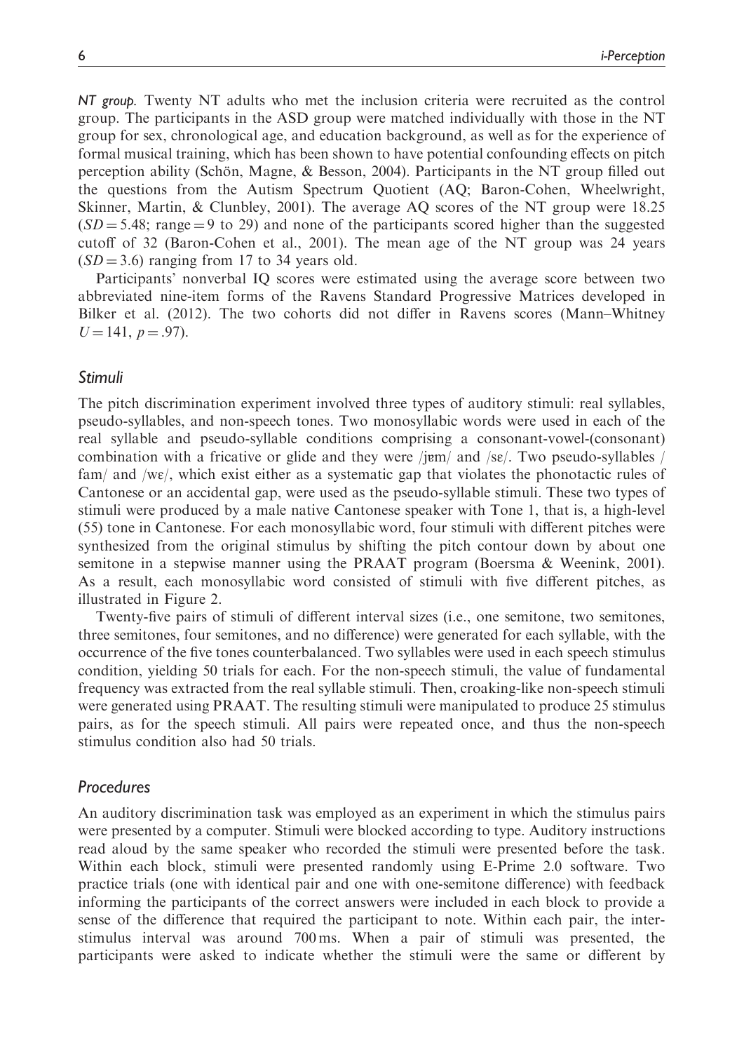*NT group.* Twenty NT adults who met the inclusion criteria were recruited as the control group. The participants in the ASD group were matched individually with those in the NT group for sex, chronological age, and education background, as well as for the experience of formal musical training, which has been shown to have potential confounding effects on pitch perception ability (Schön, Magne, & Besson, 2004). Participants in the NT group filled out the questions from the Autism Spectrum Quotient (AQ; Baron-Cohen, Wheelwright, Skinner, Martin, & Clunbley, 2001). The average AQ scores of the NT group were 18.25 ($SD = 5.48$; range = 9 to 29) and none of the participants scored higher than the suggested cutoff of 32 (Baron-Cohen et al., 2001). The mean age of the NT group was 24 years ($SD = 3.6$) ranging from 17 to 34 years old.

Participants' nonverbal IQ scores were estimated using the average score between two abbreviated nine-item forms of the Ravens Standard Progressive Matrices developed in Bilker et al. (2012). The two cohorts did not differ in Ravens scores (Mann–Whitney $U = 141$, $p = .97$).

## Stimuli

The pitch discrimination experiment involved three types of auditory stimuli: real syllables, pseudo-syllables, and non-speech tones. Two monosyllabic words were used in each of the real syllable and pseudo-syllable conditions comprising a consonant-vowel-(consonant) combination with a fricative or glide and they were /jɐm/ and /sɛ/. Two pseudo-syllables /fam/ and /wɛ/, which exist either as a systematic gap that violates the phonotactic rules of Cantonese or an accidental gap, were used as the pseudo-syllable stimuli. These two types of stimuli were produced by a male native Cantonese speaker with Tone 1, that is, a high-level (55) tone in Cantonese. For each monosyllabic word, four stimuli with different pitches were synthesized from the original stimulus by shifting the pitch contour down by about one semitone in a stepwise manner using the PRAAT program (Boersma & Weenink, 2001). As a result, each monosyllabic word consisted of stimuli with five different pitches, as illustrated in Figure 2.

Twenty-five pairs of stimuli of different interval sizes (i.e., one semitone, two semitones, three semitones, four semitones, and no difference) were generated for each syllable, with the occurrence of the five tones counterbalanced. Two syllables were used in each speech stimulus condition, yielding 50 trials for each. For the non-speech stimuli, the value of fundamental frequency was extracted from the real syllable stimuli. Then, croaking-like non-speech stimuli were generated using PRAAT. The resulting stimuli were manipulated to produce 25 stimulus pairs, as for the speech stimuli. All pairs were repeated once, and thus the non-speech stimulus condition also had 50 trials.

## Procedures

An auditory discrimination task was employed as an experiment in which the stimulus pairs were presented by a computer. Stimuli were blocked according to type. Auditory instructions read aloud by the same speaker who recorded the stimuli were presented before the task. Within each block, stimuli were presented randomly using E-Prime 2.0 software. Two practice trials (one with identical pair and one with one-semitone difference) with feedback informing the participants of the correct answers were included in each block to provide a sense of the difference that required the participant to note. Within each pair, the inter-stimulus interval was around 700 ms. When a pair of stimuli was presented, the participants were asked to indicate whether the stimuli were the same or different by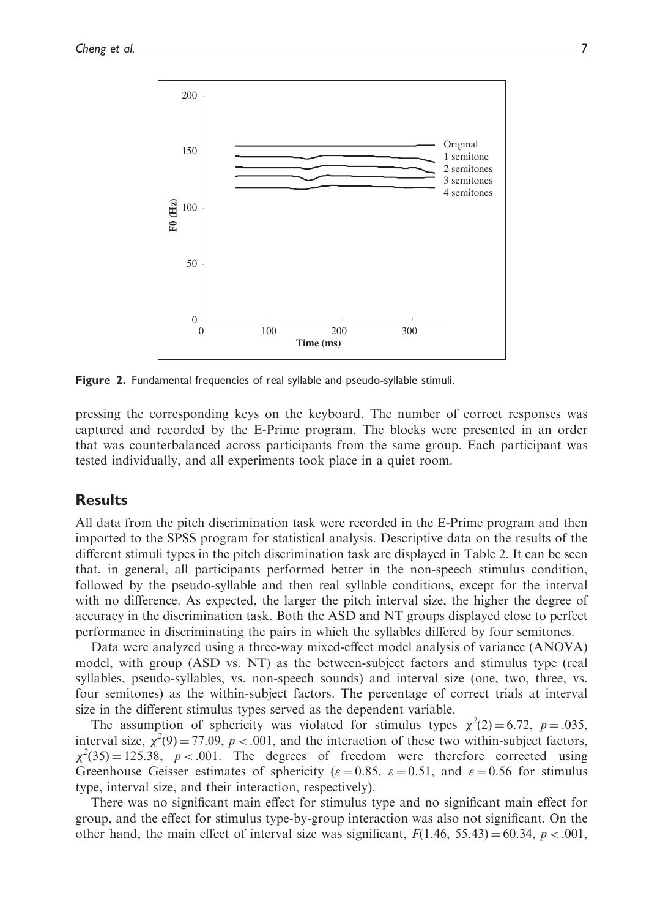Figure 2. Fundamental frequencies of real syllable and pseudo-syllable stimuli.

pressing the corresponding keys on the keyboard. The number of correct responses was captured and recorded by the E-Prime program. The blocks were presented in an order that was counterbalanced across participants from the same group. Each participant was tested individually, and all experiments took place in a quiet room.

## Results

All data from the pitch discrimination task were recorded in the E-Prime program and then imported to the SPSS program for statistical analysis. Descriptive data on the results of the different stimuli types in the pitch discrimination task are displayed in Table 2. It can be seen that, in general, all participants performed better in the non-speech stimulus condition, followed by the pseudo-syllable and then real syllable conditions, except for the interval with no difference. As expected, the larger the pitch interval size, the higher the degree of accuracy in the discrimination task. Both the ASD and NT groups displayed close to perfect performance in discriminating the pairs in which the syllables differed by four semitones.

Data were analyzed using a three-way mixed-effect model analysis of variance (ANOVA) model, with group (ASD vs. NT) as the between-subject factors and stimulus type (real syllables, pseudo-syllables, vs. non-speech sounds) and interval size (one, two, three, vs. four semitones) as the within-subject factors. The percentage of correct trials at interval size in the different stimulus types served as the dependent variable.

The assumption of sphericity was violated for stimulus types $\chi^2(2) = 6.72$, $p = .035$, interval size, $\chi^2(9) = 77.09$, $p < .001$, and the interaction of these two within-subject factors, $\chi^2(35) = 125.38$, $p < .001$. The degrees of freedom were therefore corrected using Greenhouse–Geisser estimates of sphericity ($\varepsilon = 0.85$, $\varepsilon = 0.51$, and $\varepsilon = 0.56$ for stimulus type, interval size, and their interaction, respectively).

There was no significant main effect for stimulus type and no significant main effect for group, and the effect for stimulus type-by-group interaction was also not significant. On the other hand, the main effect of interval size was significant, $F(1.46, 55.43) = 60.34$, $p < .001$,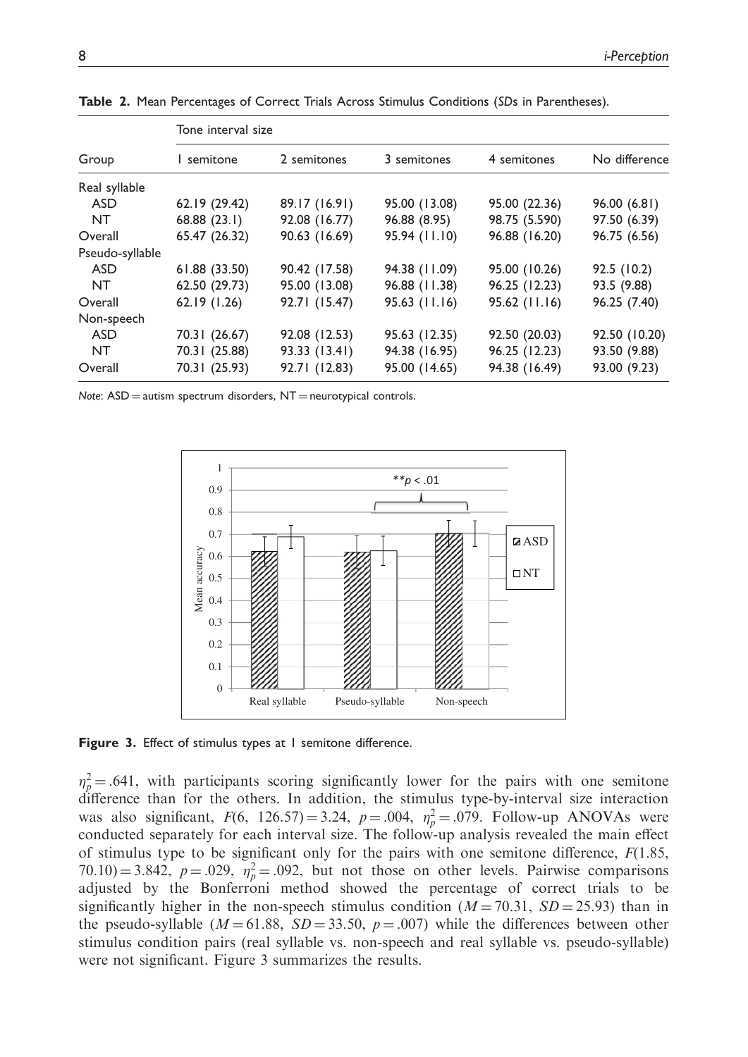**Table 2.** Mean Percentages of Correct Trials Across Stimulus Conditions (*SDs* in Parentheses).

| Group | Tone interval size | | | | |
|---|---|---|---|---|---|
| | 1 semitone | 2 semitones | 3 semitones | 4 semitones | No difference |
| Real syllable | | | | | |
| ASD | 62.19 (29.42) | 89.17 (16.91) | 95.00 (13.08) | 95.00 (22.36) | 96.00 (6.81) |
| NT | 68.88 (23.1) | 92.08 (16.77) | 96.88 (8.95) | 98.75 (5.590) | 97.50 (6.39) |
| Overall | 65.47 (26.32) | 90.63 (16.69) | 95.94 (11.10) | 96.88 (16.20) | 96.75 (6.56) |
| Pseudo-syllable | | | | | |
| ASD | 61.88 (33.50) | 90.42 (17.58) | 94.38 (11.09) | 95.00 (10.26) | 92.5 (10.2) |
| NT | 62.50 (29.73) | 95.00 (13.08) | 96.88 (11.38) | 96.25 (12.23) | 93.5 (9.88) |
| Overall | 62.19 (1.26) | 92.71 (15.47) | 95.63 (11.16) | 95.62 (11.16) | 96.25 (7.40) |
| Non-speech | | | | | |
| ASD | 70.31 (26.67) | 92.08 (12.53) | 95.63 (12.35) | 92.50 (20.03) | 92.50 (10.20) |
| NT | 70.31 (25.88) | 93.33 (13.41) | 94.38 (16.95) | 96.25 (12.23) | 93.50 (9.88) |
| Overall | 70.31 (25.93) | 92.71 (12.83) | 95.00 (14.65) | 94.38 (16.49) | 93.00 (9.23) |

*Note*: ASD = autism spectrum disorders, NT = neurotypical controls.

**Figure 3.** Effect of stimulus types at 1 semitone difference.

$\eta_p^2 = .641$, with participants scoring significantly lower for the pairs with one semitone difference than for the others. In addition, the stimulus type-by-interval size interaction was also significant, $F(6,\ 126.57) = 3.24$, $p = .004$, $\eta_p^2 = .079$. Follow-up ANOVAs were conducted separately for each interval size. The follow-up analysis revealed the main effect of stimulus type to be significant only for the pairs with one semitone difference, $F(1.85,\ 70.10) = 3.842$, $p = .029$, $\eta_p^2 = .092$, but not those on other levels. Pairwise comparisons adjusted by the Bonferroni method showed the percentage of correct trials to be significantly higher in the non-speech stimulus condition ($M = 70.31$, $SD = 25.93$) than in the pseudo-syllable ($M = 61.88$, $SD = 33.50$, $p = .007$) while the differences between other stimulus condition pairs (real syllable vs. non-speech and real syllable vs. pseudo-syllable) were not significant. Figure 3 summarizes the results.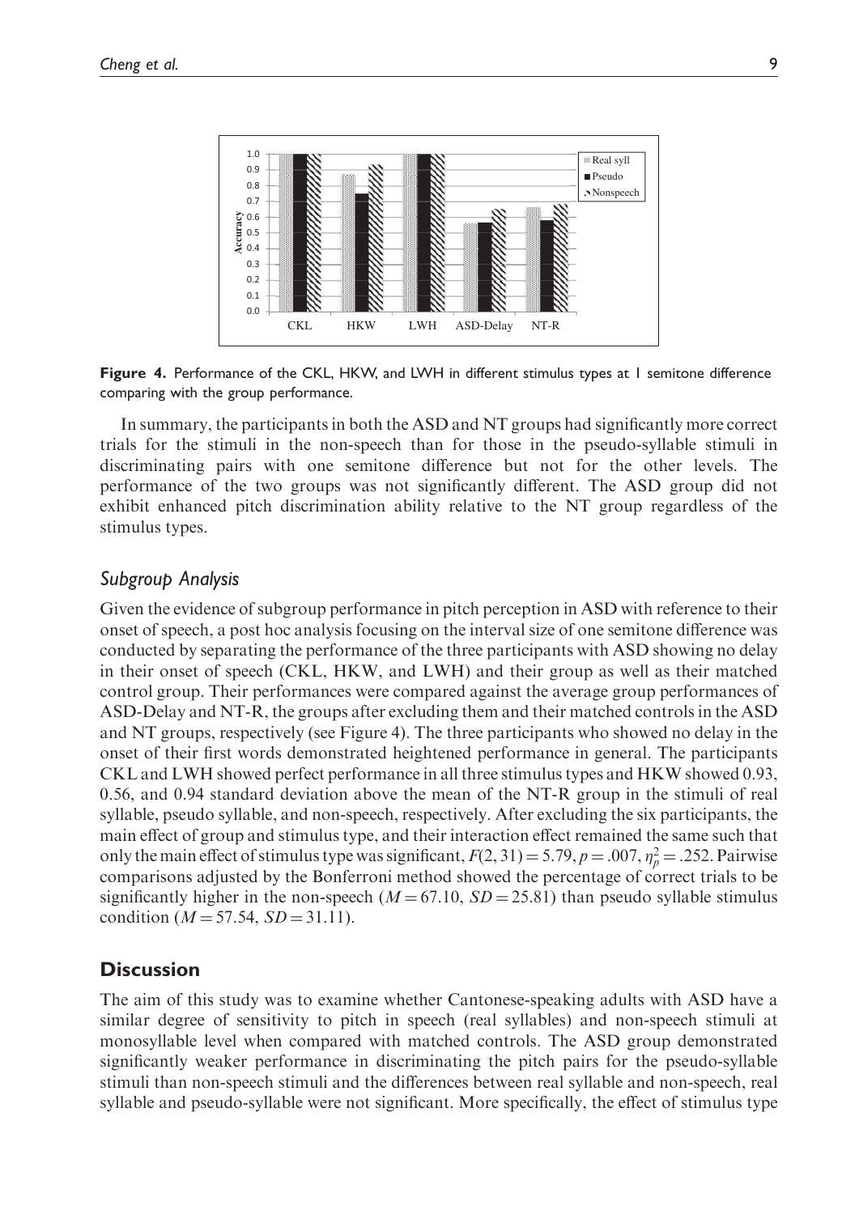**Figure 4.** Performance of the CKL, HKW, and LWH in different stimulus types at 1 semitone difference comparing with the group performance.

In summary, the participants in both the ASD and NT groups had significantly more correct trials for the stimuli in the non-speech than for those in the pseudo-syllable stimuli in discriminating pairs with one semitone difference but not for the other levels. The performance of the two groups was not significantly different. The ASD group did not exhibit enhanced pitch discrimination ability relative to the NT group regardless of the stimulus types.

## *Subgroup Analysis*

Given the evidence of subgroup performance in pitch perception in ASD with reference to their onset of speech, a post hoc analysis focusing on the interval size of one semitone difference was conducted by separating the performance of the three participants with ASD showing no delay in their onset of speech (CKL, HKW, and LWH) and their group as well as their matched control group. Their performances were compared against the average group performances of ASD-Delay and NT-R, the groups after excluding them and their matched controls in the ASD and NT groups, respectively (see Figure 4). The three participants who showed no delay in the onset of their first words demonstrated heightened performance in general. The participants CKL and LWH showed perfect performance in all three stimulus types and HKW showed 0.93, 0.56, and 0.94 standard deviation above the mean of the NT-R group in the stimuli of real syllable, pseudo syllable, and non-speech, respectively. After excluding the six participants, the main effect of group and stimulus type, and their interaction effect remained the same such that only the main effect of stimulus type was significant, $F(2, 31) = 5.79$, $p = .007$, $\eta_p^2 = .252$. Pairwise comparisons adjusted by the Bonferroni method showed the percentage of correct trials to be significantly higher in the non-speech ($M = 67.10$, $SD = 25.81$) than pseudo syllable stimulus condition ($M = 57.54$, $SD = 31.11$).

# Discussion

The aim of this study was to examine whether Cantonese-speaking adults with ASD have a similar degree of sensitivity to pitch in speech (real syllables) and non-speech stimuli at monosyllable level when compared with matched controls. The ASD group demonstrated significantly weaker performance in discriminating the pitch pairs for the pseudo-syllable stimuli than non-speech stimuli and the differences between real syllable and non-speech, real syllable and pseudo-syllable were not significant. More specifically, the effect of stimulus type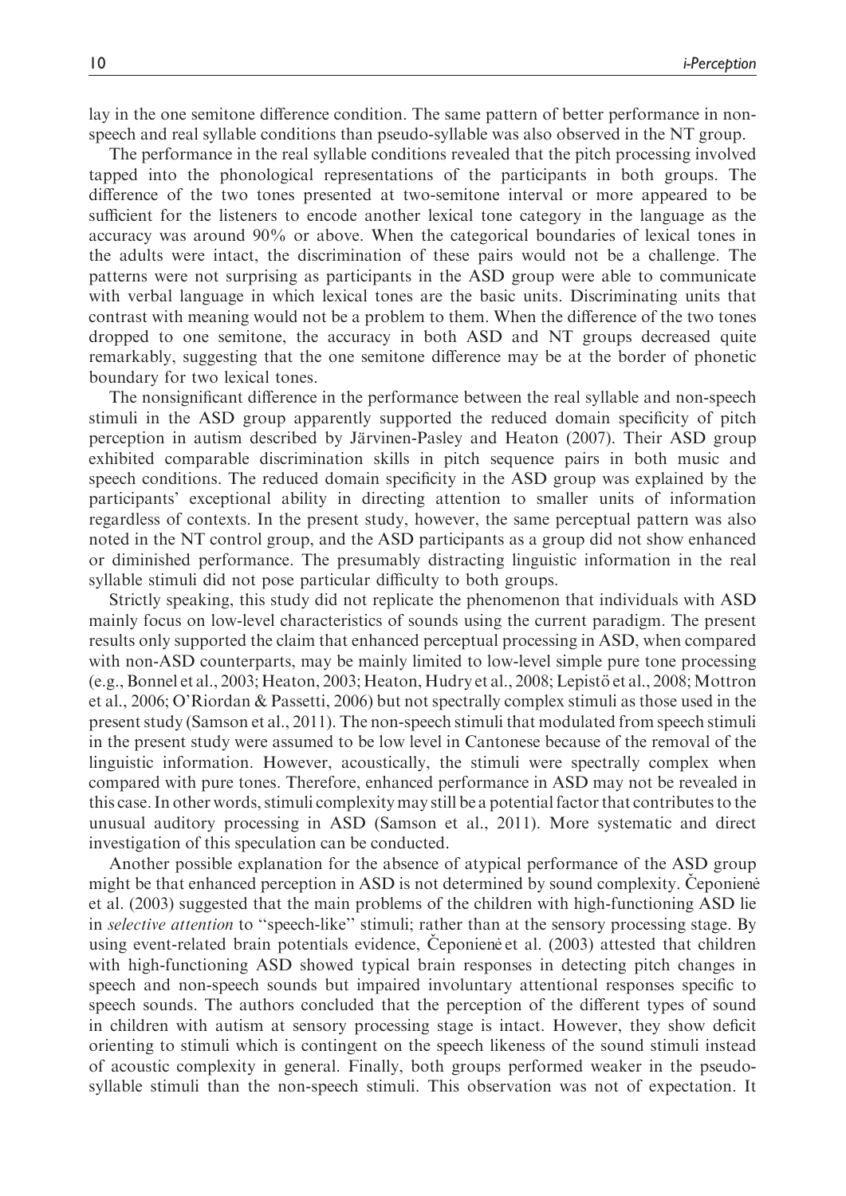lay in the one semitone difference condition. The same pattern of better performance in non-speech and real syllable conditions than pseudo-syllable was also observed in the NT group.

The performance in the real syllable conditions revealed that the pitch processing involved tapped into the phonological representations of the participants in both groups. The difference of the two tones presented at two-semitone interval or more appeared to be sufficient for the listeners to encode another lexical tone category in the language as the accuracy was around 90% or above. When the categorical boundaries of lexical tones in the adults were intact, the discrimination of these pairs would not be a challenge. The patterns were not surprising as participants in the ASD group were able to communicate with verbal language in which lexical tones are the basic units. Discriminating units that contrast with meaning would not be a problem to them. When the difference of the two tones dropped to one semitone, the accuracy in both ASD and NT groups decreased quite remarkably, suggesting that the one semitone difference may be at the border of phonetic boundary for two lexical tones.

The nonsignificant difference in the performance between the real syllable and non-speech stimuli in the ASD group apparently supported the reduced domain specificity of pitch perception in autism described by Järvinen-Pasley and Heaton (2007). Their ASD group exhibited comparable discrimination skills in pitch sequence pairs in both music and speech conditions. The reduced domain specificity in the ASD group was explained by the participants' exceptional ability in directing attention to smaller units of information regardless of contexts. In the present study, however, the same perceptual pattern was also noted in the NT control group, and the ASD participants as a group did not show enhanced or diminished performance. The presumably distracting linguistic information in the real syllable stimuli did not pose particular difficulty to both groups.

Strictly speaking, this study did not replicate the phenomenon that individuals with ASD mainly focus on low-level characteristics of sounds using the current paradigm. The present results only supported the claim that enhanced perceptual processing in ASD, when compared with non-ASD counterparts, may be mainly limited to low-level simple pure tone processing (e.g., Bonnel et al., 2003; Heaton, 2003; Heaton, Hudry et al., 2008; Lepistö et al., 2008; Mottron et al., 2006; O'Riordan & Passetti, 2006) but not spectrally complex stimuli as those used in the present study (Samson et al., 2011). The non-speech stimuli that modulated from speech stimuli in the present study were assumed to be low level in Cantonese because of the removal of the linguistic information. However, acoustically, the stimuli were spectrally complex when compared with pure tones. Therefore, enhanced performance in ASD may not be revealed in this case. In other words, stimuli complexity may still be a potential factor that contributes to the unusual auditory processing in ASD (Samson et al., 2011). More systematic and direct investigation of this speculation can be conducted.

Another possible explanation for the absence of atypical performance of the ASD group might be that enhanced perception in ASD is not determined by sound complexity. Čeponienė et al. (2003) suggested that the main problems of the children with high-functioning ASD lie in *selective attention* to "speech-like" stimuli; rather than at the sensory processing stage. By using event-related brain potentials evidence, Čeponienė et al. (2003) attested that children with high-functioning ASD showed typical brain responses in detecting pitch changes in speech and non-speech sounds but impaired involuntary attentional responses specific to speech sounds. The authors concluded that the perception of the different types of sound in children with autism at sensory processing stage is intact. However, they show deficit orienting to stimuli which is contingent on the speech likeness of the sound stimuli instead of acoustic complexity in general. Finally, both groups performed weaker in the pseudo-syllable stimuli than the non-speech stimuli. This observation was not of expectation. It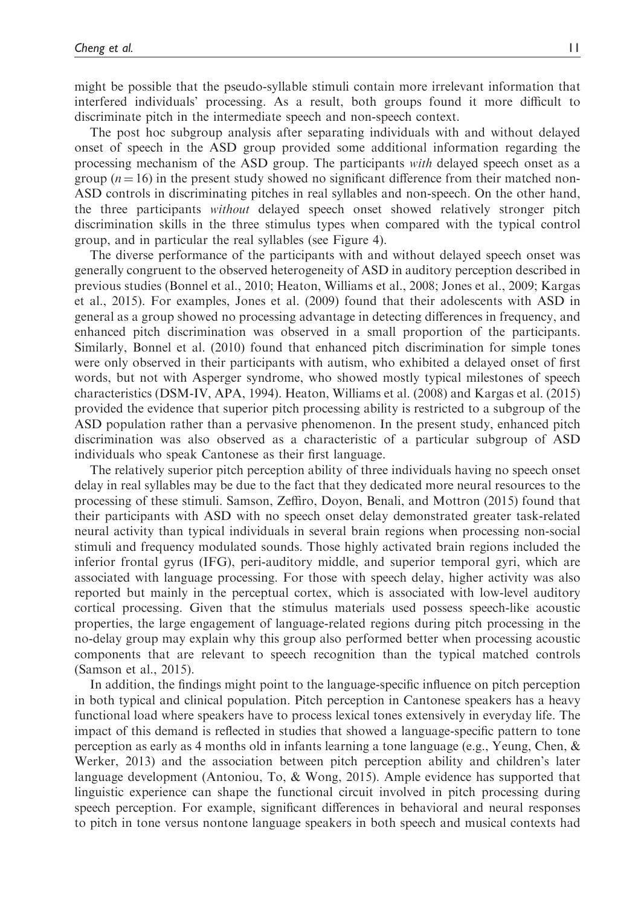might be possible that the pseudo-syllable stimuli contain more irrelevant information that interfered individuals' processing. As a result, both groups found it more difficult to discriminate pitch in the intermediate speech and non-speech context.

The post hoc subgroup analysis after separating individuals with and without delayed onset of speech in the ASD group provided some additional information regarding the processing mechanism of the ASD group. The participants *with* delayed speech onset as a group ($n = 16$) in the present study showed no significant difference from their matched non-ASD controls in discriminating pitches in real syllables and non-speech. On the other hand, the three participants *without* delayed speech onset showed relatively stronger pitch discrimination skills in the three stimulus types when compared with the typical control group, and in particular the real syllables (see Figure 4).

The diverse performance of the participants with and without delayed speech onset was generally congruent to the observed heterogeneity of ASD in auditory perception described in previous studies (Bonnel et al., 2010; Heaton, Williams et al., 2008; Jones et al., 2009; Kargas et al., 2015). For examples, Jones et al. (2009) found that their adolescents with ASD in general as a group showed no processing advantage in detecting differences in frequency, and enhanced pitch discrimination was observed in a small proportion of the participants. Similarly, Bonnel et al. (2010) found that enhanced pitch discrimination for simple tones were only observed in their participants with autism, who exhibited a delayed onset of first words, but not with Asperger syndrome, who showed mostly typical milestones of speech characteristics (DSM-IV, APA, 1994). Heaton, Williams et al. (2008) and Kargas et al. (2015) provided the evidence that superior pitch processing ability is restricted to a subgroup of the ASD population rather than a pervasive phenomenon. In the present study, enhanced pitch discrimination was also observed as a characteristic of a particular subgroup of ASD individuals who speak Cantonese as their first language.

The relatively superior pitch perception ability of three individuals having no speech onset delay in real syllables may be due to the fact that they dedicated more neural resources to the processing of these stimuli. Samson, Zeffiro, Doyon, Benali, and Mottron (2015) found that their participants with ASD with no speech onset delay demonstrated greater task-related neural activity than typical individuals in several brain regions when processing non-social stimuli and frequency modulated sounds. Those highly activated brain regions included the inferior frontal gyrus (IFG), peri-auditory middle, and superior temporal gyri, which are associated with language processing. For those with speech delay, higher activity was also reported but mainly in the perceptual cortex, which is associated with low-level auditory cortical processing. Given that the stimulus materials used possess speech-like acoustic properties, the large engagement of language-related regions during pitch processing in the no-delay group may explain why this group also performed better when processing acoustic components that are relevant to speech recognition than the typical matched controls (Samson et al., 2015).

In addition, the findings might point to the language-specific influence on pitch perception in both typical and clinical population. Pitch perception in Cantonese speakers has a heavy functional load where speakers have to process lexical tones extensively in everyday life. The impact of this demand is reflected in studies that showed a language-specific pattern to tone perception as early as 4 months old in infants learning a tone language (e.g., Yeung, Chen, & Werker, 2013) and the association between pitch perception ability and children's later language development (Antoniou, To, & Wong, 2015). Ample evidence has supported that linguistic experience can shape the functional circuit involved in pitch processing during speech perception. For example, significant differences in behavioral and neural responses to pitch in tone versus nontone language speakers in both speech and musical contexts had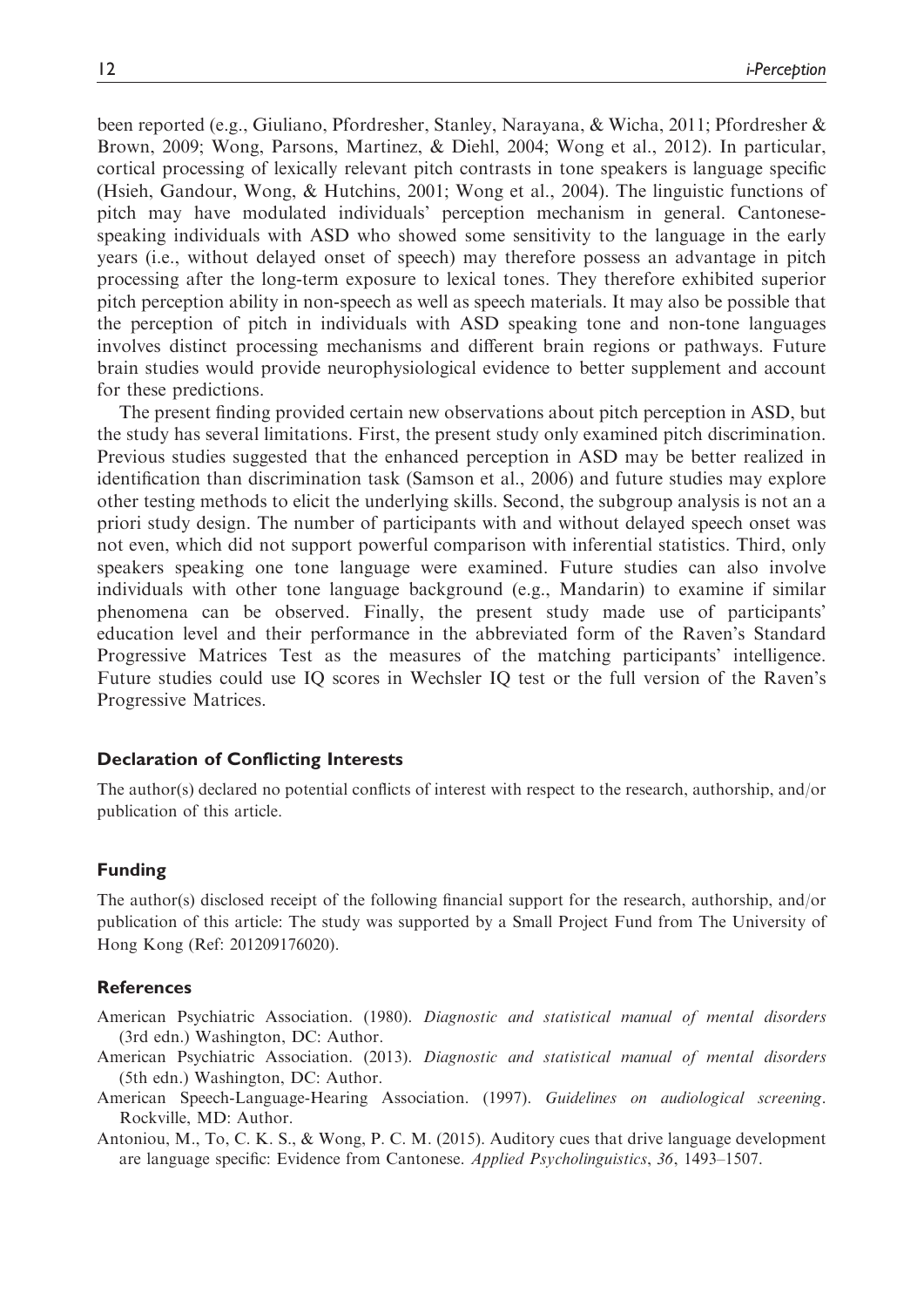been reported (e.g., Giuliano, Pfordresher, Stanley, Narayana, & Wicha, 2011; Pfordresher & Brown, 2009; Wong, Parsons, Martinez, & Diehl, 2004; Wong et al., 2012). In particular, cortical processing of lexically relevant pitch contrasts in tone speakers is language specific (Hsieh, Gandour, Wong, & Hutchins, 2001; Wong et al., 2004). The linguistic functions of pitch may have modulated individuals' perception mechanism in general. Cantonese-speaking individuals with ASD who showed some sensitivity to the language in the early years (i.e., without delayed onset of speech) may therefore possess an advantage in pitch processing after the long-term exposure to lexical tones. They therefore exhibited superior pitch perception ability in non-speech as well as speech materials. It may also be possible that the perception of pitch in individuals with ASD speaking tone and non-tone languages involves distinct processing mechanisms and different brain regions or pathways. Future brain studies would provide neurophysiological evidence to better supplement and account for these predictions.

The present finding provided certain new observations about pitch perception in ASD, but the study has several limitations. First, the present study only examined pitch discrimination. Previous studies suggested that the enhanced perception in ASD may be better realized in identification than discrimination task (Samson et al., 2006) and future studies may explore other testing methods to elicit the underlying skills. Second, the subgroup analysis is not an a priori study design. The number of participants with and without delayed speech onset was not even, which did not support powerful comparison with inferential statistics. Third, only speakers speaking one tone language were examined. Future studies can also involve individuals with other tone language background (e.g., Mandarin) to examine if similar phenomena can be observed. Finally, the present study made use of participants' education level and their performance in the abbreviated form of the Raven's Standard Progressive Matrices Test as the measures of the matching participants' intelligence. Future studies could use IQ scores in Wechsler IQ test or the full version of the Raven's Progressive Matrices.

## Declaration of Conflicting Interests

The author(s) declared no potential conflicts of interest with respect to the research, authorship, and/or publication of this article.

## Funding

The author(s) disclosed receipt of the following financial support for the research, authorship, and/or publication of this article: The study was supported by a Small Project Fund from The University of Hong Kong (Ref: 201209176020).

## References

American Psychiatric Association. (1980). *Diagnostic and statistical manual of mental disorders* (3rd edn.) Washington, DC: Author.

American Psychiatric Association. (2013). *Diagnostic and statistical manual of mental disorders* (5th edn.) Washington, DC: Author.

American Speech-Language-Hearing Association. (1997). *Guidelines on audiological screening*. Rockville, MD: Author.

Antoniou, M., To, C. K. S., & Wong, P. C. M. (2015). Auditory cues that drive language development are language specific: Evidence from Cantonese. *Applied Psycholinguistics*, *36*, 1493–1507.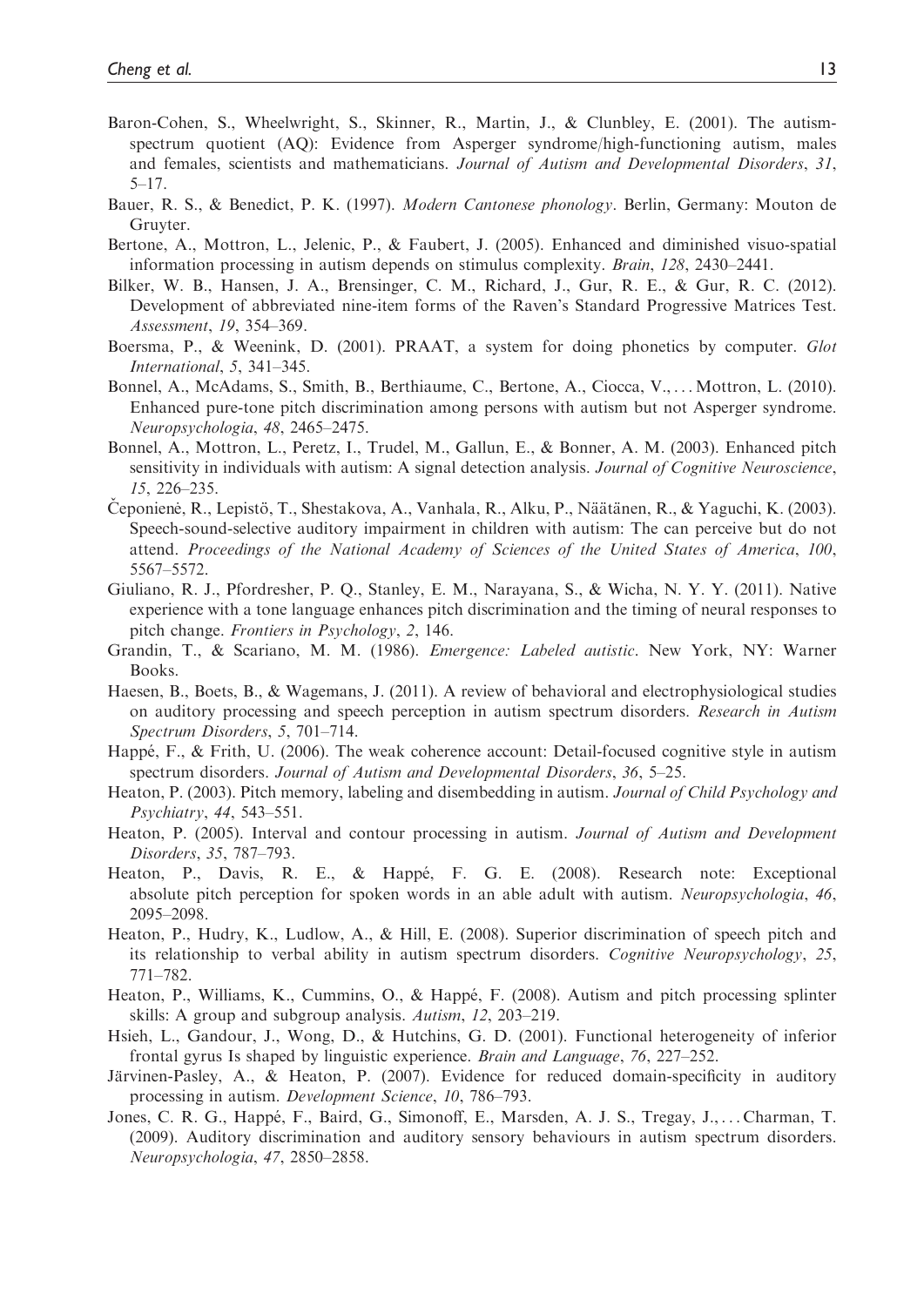Baron-Cohen, S., Wheelwright, S., Skinner, R., Martin, J., & Clunbley, E. (2001). The autism-spectrum quotient (AQ): Evidence from Asperger syndrome/high-functioning autism, males and females, scientists and mathematicians. *Journal of Autism and Developmental Disorders*, *31*, 5–17.

Bauer, R. S., & Benedict, P. K. (1997). *Modern Cantonese phonology*. Berlin, Germany: Mouton de Gruyter.

Bertone, A., Mottron, L., Jelenic, P., & Faubert, J. (2005). Enhanced and diminished visuo-spatial information processing in autism depends on stimulus complexity. *Brain*, *128*, 2430–2441.

Bilker, W. B., Hansen, J. A., Brensinger, C. M., Richard, J., Gur, R. E., & Gur, R. C. (2012). Development of abbreviated nine-item forms of the Raven's Standard Progressive Matrices Test. *Assessment*, *19*, 354–369.

Boersma, P., & Weenink, D. (2001). PRAAT, a system for doing phonetics by computer. *Glot International*, *5*, 341–345.

Bonnel, A., McAdams, S., Smith, B., Berthiaume, C., Bertone, A., Ciocca, V., ... Mottron, L. (2010). Enhanced pure-tone pitch discrimination among persons with autism but not Asperger syndrome. *Neuropsychologia*, *48*, 2465–2475.

Bonnel, A., Mottron, L., Peretz, I., Trudel, M., Gallun, E., & Bonner, A. M. (2003). Enhanced pitch sensitivity in individuals with autism: A signal detection analysis. *Journal of Cognitive Neuroscience*, *15*, 226–235.

Čeponienė, R., Lepistö, T., Shestakova, A., Vanhala, R., Alku, P., Näätänen, R., & Yaguchi, K. (2003). Speech-sound-selective auditory impairment in children with autism: The can perceive but do not attend. *Proceedings of the National Academy of Sciences of the United States of America*, *100*, 5567–5572.

Giuliano, R. J., Pfordresher, P. Q., Stanley, E. M., Narayana, S., & Wicha, N. Y. Y. (2011). Native experience with a tone language enhances pitch discrimination and the timing of neural responses to pitch change. *Frontiers in Psychology*, *2*, 146.

Grandin, T., & Scariano, M. M. (1986). *Emergence: Labeled autistic*. New York, NY: Warner Books.

Haesen, B., Boets, B., & Wagemans, J. (2011). A review of behavioral and electrophysiological studies on auditory processing and speech perception in autism spectrum disorders. *Research in Autism Spectrum Disorders*, *5*, 701–714.

Happé, F., & Frith, U. (2006). The weak coherence account: Detail-focused cognitive style in autism spectrum disorders. *Journal of Autism and Developmental Disorders*, *36*, 5–25.

Heaton, P. (2003). Pitch memory, labeling and disembedding in autism. *Journal of Child Psychology and Psychiatry*, *44*, 543–551.

Heaton, P. (2005). Interval and contour processing in autism. *Journal of Autism and Development Disorders*, *35*, 787–793.

Heaton, P., Davis, R. E., & Happé, F. G. E. (2008). Research note: Exceptional absolute pitch perception for spoken words in an able adult with autism. *Neuropsychologia*, *46*, 2095–2098.

Heaton, P., Hudry, K., Ludlow, A., & Hill, E. (2008). Superior discrimination of speech pitch and its relationship to verbal ability in autism spectrum disorders. *Cognitive Neuropsychology*, *25*, 771–782.

Heaton, P., Williams, K., Cummins, O., & Happé, F. (2008). Autism and pitch processing splinter skills: A group and subgroup analysis. *Autism*, *12*, 203–219.

Hsieh, L., Gandour, J., Wong, D., & Hutchins, G. D. (2001). Functional heterogeneity of inferior frontal gyrus Is shaped by linguistic experience. *Brain and Language*, *76*, 227–252.

Järvinen-Pasley, A., & Heaton, P. (2007). Evidence for reduced domain-specificity in auditory processing in autism. *Development Science*, *10*, 786–793.

Jones, C. R. G., Happé, F., Baird, G., Simonoff, E., Marsden, A. J. S., Tregay, J., ... Charman, T. (2009). Auditory discrimination and auditory sensory behaviours in autism spectrum disorders. *Neuropsychologia*, *47*, 2850–2858.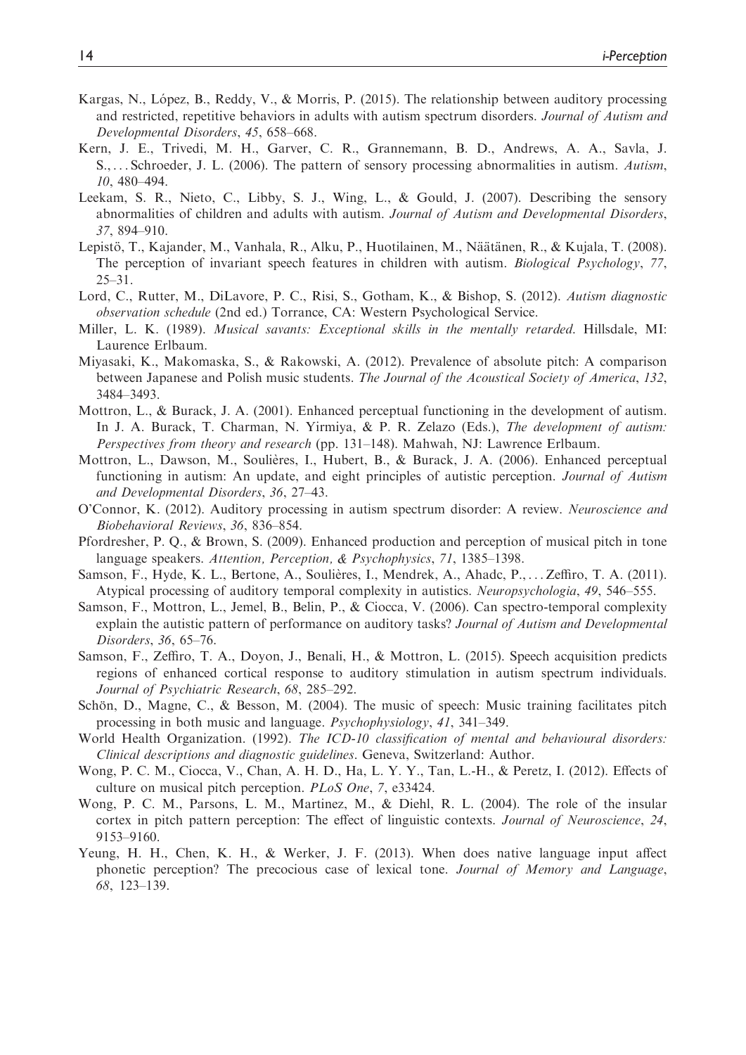Kargas, N., López, B., Reddy, V., & Morris, P. (2015). The relationship between auditory processing and restricted, repetitive behaviors in adults with autism spectrum disorders. *Journal of Autism and Developmental Disorders*, *45*, 658–668.

Kern, J. E., Trivedi, M. H., Garver, C. R., Grannemann, B. D., Andrews, A. A., Savla, J. S., ... Schroeder, J. L. (2006). The pattern of sensory processing abnormalities in autism. *Autism*, *10*, 480–494.

Leekam, S. R., Nieto, C., Libby, S. J., Wing, L., & Gould, J. (2007). Describing the sensory abnormalities of children and adults with autism. *Journal of Autism and Developmental Disorders*, *37*, 894–910.

Lepistö, T., Kajander, M., Vanhala, R., Alku, P., Huotilainen, M., Näätänen, R., & Kujala, T. (2008). The perception of invariant speech features in children with autism. *Biological Psychology*, *77*, 25–31.

Lord, C., Rutter, M., DiLavore, P. C., Risi, S., Gotham, K., & Bishop, S. (2012). *Autism diagnostic observation schedule* (2nd ed.) Torrance, CA: Western Psychological Service.

Miller, L. K. (1989). *Musical savants: Exceptional skills in the mentally retarded*. Hillsdale, MI: Laurence Erlbaum.

Miyasaki, K., Makomaska, S., & Rakowski, A. (2012). Prevalence of absolute pitch: A comparison between Japanese and Polish music students. *The Journal of the Acoustical Society of America*, *132*, 3484–3493.

Mottron, L., & Burack, J. A. (2001). Enhanced perceptual functioning in the development of autism. In J. A. Burack, T. Charman, N. Yirmiya, & P. R. Zelazo (Eds.), *The development of autism: Perspectives from theory and research* (pp. 131–148). Mahwah, NJ: Lawrence Erlbaum.

Mottron, L., Dawson, M., Soulières, I., Hubert, B., & Burack, J. A. (2006). Enhanced perceptual functioning in autism: An update, and eight principles of autistic perception. *Journal of Autism and Developmental Disorders*, *36*, 27–43.

O'Connor, K. (2012). Auditory processing in autism spectrum disorder: A review. *Neuroscience and Biobehavioral Reviews*, *36*, 836–854.

Pfordresher, P. Q., & Brown, S. (2009). Enhanced production and perception of musical pitch in tone language speakers. *Attention, Perception, & Psychophysics*, *71*, 1385–1398.

Samson, F., Hyde, K. L., Bertone, A., Soulières, I., Mendrek, A., Ahadc, P., ... Zeffiro, T. A. (2011). Atypical processing of auditory temporal complexity in autistics. *Neuropsychologia*, *49*, 546–555.

Samson, F., Mottron, L., Jemel, B., Belin, P., & Ciocca, V. (2006). Can spectro-temporal complexity explain the autistic pattern of performance on auditory tasks? *Journal of Autism and Developmental Disorders*, *36*, 65–76.

Samson, F., Zeffiro, T. A., Doyon, J., Benali, H., & Mottron, L. (2015). Speech acquisition predicts regions of enhanced cortical response to auditory stimulation in autism spectrum individuals. *Journal of Psychiatric Research*, *68*, 285–292.

Schön, D., Magne, C., & Besson, M. (2004). The music of speech: Music training facilitates pitch processing in both music and language. *Psychophysiology*, *41*, 341–349.

World Health Organization. (1992). *The ICD-10 classification of mental and behavioural disorders: Clinical descriptions and diagnostic guidelines*. Geneva, Switzerland: Author.

Wong, P. C. M., Ciocca, V., Chan, A. H. D., Ha, L. Y. Y., Tan, L.-H., & Peretz, I. (2012). Effects of culture on musical pitch perception. *PLoS One*, *7*, e33424.

Wong, P. C. M., Parsons, L. M., Martinez, M., & Diehl, R. L. (2004). The role of the insular cortex in pitch pattern perception: The effect of linguistic contexts. *Journal of Neuroscience*, *24*, 9153–9160.

Yeung, H. H., Chen, K. H., & Werker, J. F. (2013). When does native language input affect phonetic perception? The precocious case of lexical tone. *Journal of Memory and Language*, *68*, 123–139.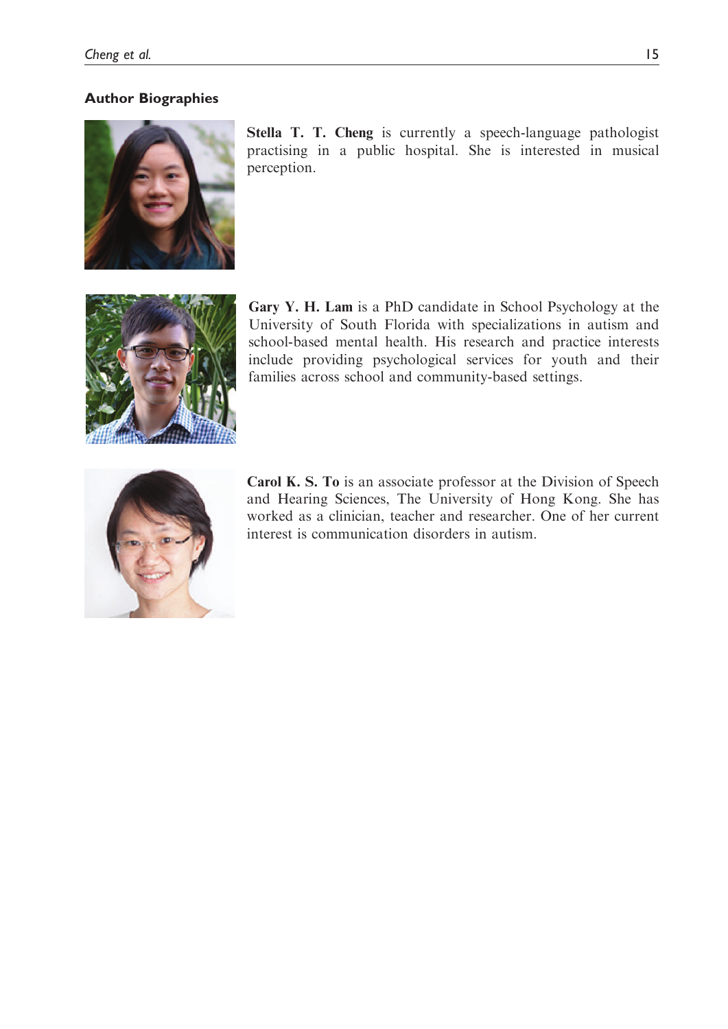## Author Biographies

**Stella T. T. Cheng** is currently a speech-language pathologist practising in a public hospital. She is interested in musical perception.

**Gary Y. H. Lam** is a PhD candidate in School Psychology at the University of South Florida with specializations in autism and school-based mental health. His research and practice interests include providing psychological services for youth and their families across school and community-based settings.

**Carol K. S. To** is an associate professor at the Division of Speech and Hearing Sciences, The University of Hong Kong. She has worked as a clinician, teacher and researcher. One of her current interest is communication disorders in autism.